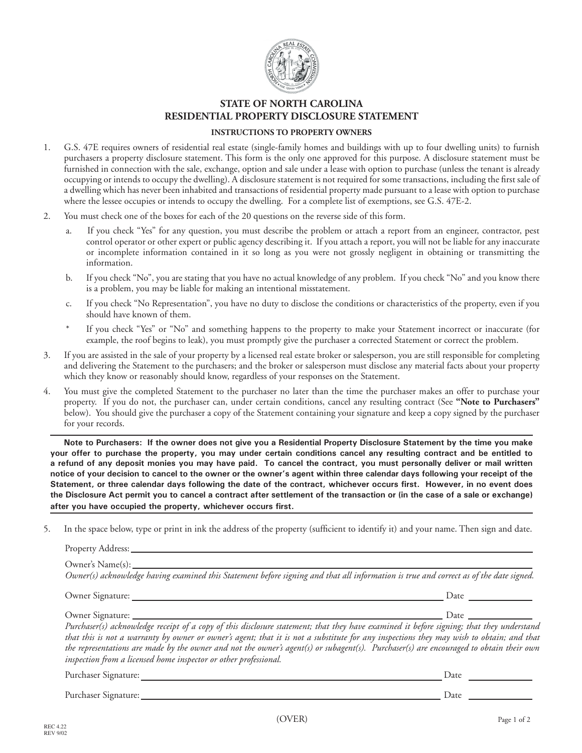# STATE OF NORTH CAROLINA
# RESIDENTIAL PROPERTY DISCLOSURE STATEMENT

### INSTRUCTIONS TO PROPERTY OWNERS

1. G.S. 47E requires owners of residential real estate (single-family homes and buildings with up to four dwelling units) to furnish purchasers a property disclosure statement. This form is the only one approved for this purpose. A disclosure statement must be furnished in connection with the sale, exchange, option and sale under a lease with option to purchase (unless the tenant is already occupying or intends to occupy the dwelling). A disclosure statement is not required for some transactions, including the first sale of a dwelling which has never been inhabited and transactions of residential property made pursuant to a lease with option to purchase where the lessee occupies or intends to occupy the dwelling. For a complete list of exemptions, see G.S. 47E-2.

2. You must check one of the boxes for each of the 20 questions on the reverse side of this form.

   a. If you check "Yes" for any question, you must describe the problem or attach a report from an engineer, contractor, pest control operator or other expert or public agency describing it. If you attach a report, you will not be liable for any inaccurate or incomplete information contained in it so long as you were not grossly negligent in obtaining or transmitting the information.

   b. If you check "No", you are stating that you have no actual knowledge of any problem. If you check "No" and you know there is a problem, you may be liable for making an intentional misstatement.

   c. If you check "No Representation", you have no duty to disclose the conditions or characteristics of the property, even if you should have known of them.

   \* If you check "Yes" or "No" and something happens to the property to make your Statement incorrect or inaccurate (for example, the roof begins to leak), you must promptly give the purchaser a corrected Statement or correct the problem.

3. If you are assisted in the sale of your property by a licensed real estate broker or salesperson, you are still responsible for completing and delivering the Statement to the purchasers; and the broker or salesperson must disclose any material facts about your property which they know or reasonably should know, regardless of your responses on the Statement.

4. You must give the completed Statement to the purchaser no later than the time the purchaser makes an offer to purchase your property. If you do not, the purchaser can, under certain conditions, cancel any resulting contract (See **"Note to Purchasers"** below). You should give the purchaser a copy of the Statement containing your signature and keep a copy signed by the purchaser for your records.

---

**Note to Purchasers: If the owner does not give you a Residential Property Disclosure Statement by the time you make your offer to purchase the property, you may under certain conditions cancel any resulting contract and be entitled to a refund of any deposit monies you may have paid. To cancel the contract, you must personally deliver or mail written notice of your decision to cancel to the owner or the owner's agent within three calendar days following your receipt of the Statement, or three calendar days following the date of the contract, whichever occurs first. However, in no event does the Disclosure Act permit you to cancel a contract after settlement of the transaction or (in the case of a sale or exchange) after you have occupied the property, whichever occurs first.**

---

5. In the space below, type or print in ink the address of the property (sufficient to identify it) and your name. Then sign and date.

Property Address: ______________________________________________

Owner's Name(s): ______________________________________________

*Owner(s) acknowledge having examined this Statement before signing and that all information is true and correct as of the date signed.*

Owner Signature: ______________________________________________ Date ____________

Owner Signature: ______________________________________________ Date ____________

*Purchaser(s) acknowledge receipt of a copy of this disclosure statement; that they have examined it before signing; that they understand that this is not a warranty by owner or owner's agent; that it is not a substitute for any inspections they may wish to obtain; and that the representations are made by the owner and not the owner's agent(s) or subagent(s). Purchaser(s) are encouraged to obtain their own inspection from a licensed home inspector or other professional.*

Purchaser Signature: ______________________________________________ Date ____________

Purchaser Signature: ______________________________________________ Date ____________

(OVER)

REC 4.22
REV 9/02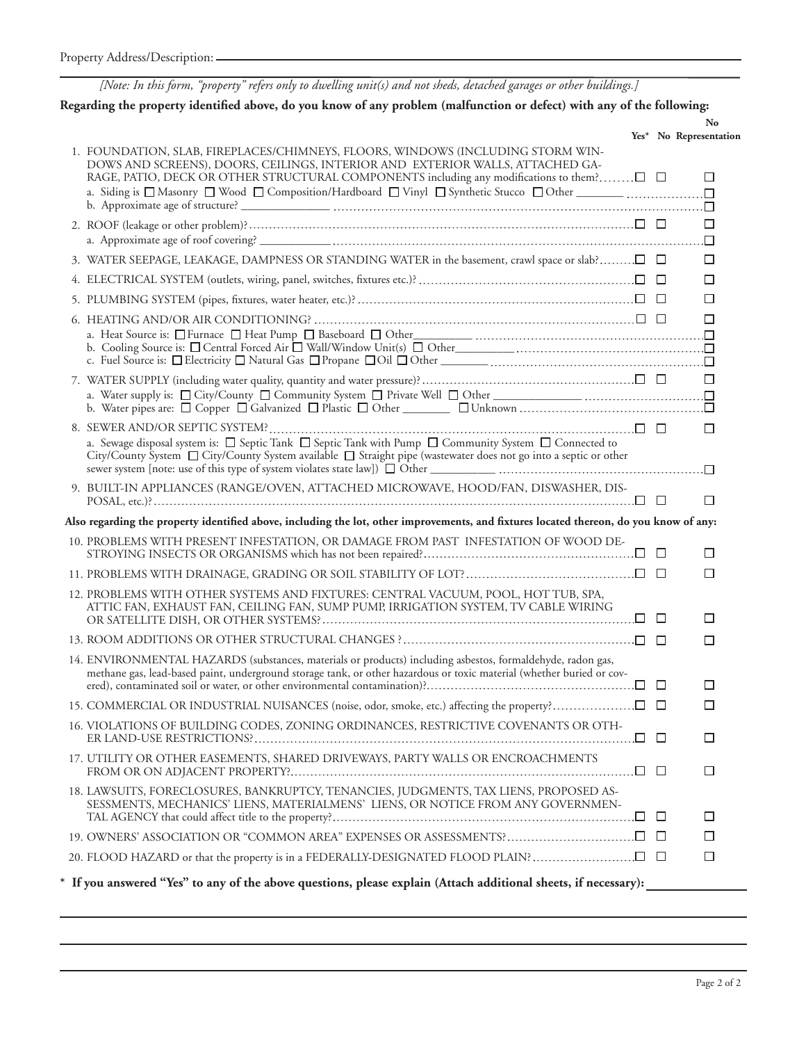Property Address/Description: ______________________________

*[Note: In this form, "property" refers only to dwelling unit(s) and not sheds, detached garages or other buildings.]*

**Regarding the property identified above, do you know of any problem (malfunction or defect) with any of the following:**

| | Yes* | No | No Representation |
|---|---|---|---|
| 1. FOUNDATION, SLAB, FIREPLACES/CHIMNEYS, FLOORS, WINDOWS (INCLUDING STORM WINDOWS AND SCREENS), DOORS, CEILINGS, INTERIOR AND EXTERIOR WALLS, ATTACHED GARAGE, PATIO, DECK OR OTHER STRUCTURAL COMPONENTS including any modifications to them? | ☐ | ☐ | ☐ |
| a. Siding is ☐ Masonry ☐ Wood ☐ Composition/Hardboard ☐ Vinyl ☐ Synthetic Stucco ☐ Other ________ | | | ☐ |
| b. Approximate age of structure? ______________ | | | ☐ |
| 2. ROOF (leakage or other problem)? | ☐ | ☐ | ☐ |
| a. Approximate age of roof covering? ___________ | | | ☐ |
| 3. WATER SEEPAGE, LEAKAGE, DAMPNESS OR STANDING WATER in the basement, crawl space or slab? | ☐ | ☐ | ☐ |
| 4. ELECTRICAL SYSTEM (outlets, wiring, panel, switches, fixtures etc.)? | ☐ | ☐ | ☐ |
| 5. PLUMBING SYSTEM (pipes, fixtures, water heater, etc.)? | ☐ | ☐ | ☐ |
| 6. HEATING AND/OR AIR CONDITIONING? | ☐ | ☐ | ☐ |
| a. Heat Source is: ☐ Furnace ☐ Heat Pump ☐ Baseboard ☐ Other_________ | | | ☐ |
| b. Cooling Source is: ☐ Central Forced Air ☐ Wall/Window Unit(s) ☐ Other_________ | | | ☐ |
| c. Fuel Source is: ☐ Electricity ☐ Natural Gas ☐ Propane ☐ Oil ☐ Other ________ | | | ☐ |
| 7. WATER SUPPLY (including water quality, quantity and water pressure)? | ☐ | ☐ | ☐ |
| a. Water supply is: ☐ City/County ☐ Community System ☐ Private Well ☐ Other _____________ | | | ☐ |
| b. Water pipes are: ☐ Copper ☐ Galvanized ☐ Plastic ☐ Other ________ ☐ Unknown | | | ☐ |
| 8. SEWER AND/OR SEPTIC SYSTEM? | ☐ | ☐ | ☐ |
| a. Sewage disposal system is: ☐ Septic Tank ☐ Septic Tank with Pump ☐ Community System ☐ Connected to City/County System ☐ City/County System available ☐ Straight pipe (wastewater does not go into a septic or other sewer system [note: use of this type of system violates state law]) ☐ Other __________ | | | ☐ |
| 9. BUILT-IN APPLIANCES (RANGE/OVEN, ATTACHED MICROWAVE, HOOD/FAN, DISWASHER, DISPOSAL, etc.)? | ☐ | ☐ | ☐ |

**Also regarding the property identified above, including the lot, other improvements, and fixtures located thereon, do you know of any:**

| | Yes* | No | No Representation |
|---|---|---|---|
| 10. PROBLEMS WITH PRESENT INFESTATION, OR DAMAGE FROM PAST INFESTATION OF WOOD DESTROYING INSECTS OR ORGANISMS which has not been repaired? | ☐ | ☐ | ☐ |
| 11. PROBLEMS WITH DRAINAGE, GRADING OR SOIL STABILITY OF LOT? | ☐ | ☐ | ☐ |
| 12. PROBLEMS WITH OTHER SYSTEMS AND FIXTURES: CENTRAL VACUUM, POOL, HOT TUB, SPA, ATTIC FAN, EXHAUST FAN, CEILING FAN, SUMP PUMP, IRRIGATION SYSTEM, TV CABLE WIRING OR SATELLITE DISH, OR OTHER SYSTEMS? | ☐ | ☐ | ☐ |
| 13. ROOM ADDITIONS OR OTHER STRUCTURAL CHANGES ? | ☐ | ☐ | ☐ |
| 14. ENVIRONMENTAL HAZARDS (substances, materials or products) including asbestos, formaldehyde, radon gas, methane gas, lead-based paint, underground storage tank, or other hazardous or toxic material (whether buried or covered), contaminated soil or water, or other environmental contamination)? | ☐ | ☐ | ☐ |
| 15. COMMERCIAL OR INDUSTRIAL NUISANCES (noise, odor, smoke, etc.) affecting the property? | ☐ | ☐ | ☐ |
| 16. VIOLATIONS OF BUILDING CODES, ZONING ORDINANCES, RESTRICTIVE COVENANTS OR OTHER LAND-USE RESTRICTIONS? | ☐ | ☐ | ☐ |
| 17. UTILITY OR OTHER EASEMENTS, SHARED DRIVEWAYS, PARTY WALLS OR ENCROACHMENTS FROM OR ON ADJACENT PROPERTY? | ☐ | ☐ | ☐ |
| 18. LAWSUITS, FORECLOSURES, BANKRUPTCY, TENANCIES, JUDGMENTS, TAX LIENS, PROPOSED ASSESSMENTS, MECHANICS' LIENS, MATERIALMENS' LIENS, OR NOTICE FROM ANY GOVERNMENTAL AGENCY that could affect title to the property? | ☐ | ☐ | ☐ |
| 19. OWNERS' ASSOCIATION OR "COMMON AREA" EXPENSES OR ASSESSMENTS? | ☐ | ☐ | ☐ |
| 20. FLOOD HAZARD or that the property is in a FEDERALLY-DESIGNATED FLOOD PLAIN? | ☐ | ☐ | ☐ |

**\* If you answered "Yes" to any of the above questions, please explain (Attach additional sheets, if necessary):** ______________

______________________________________________________________________

______________________________________________________________________

______________________________________________________________________